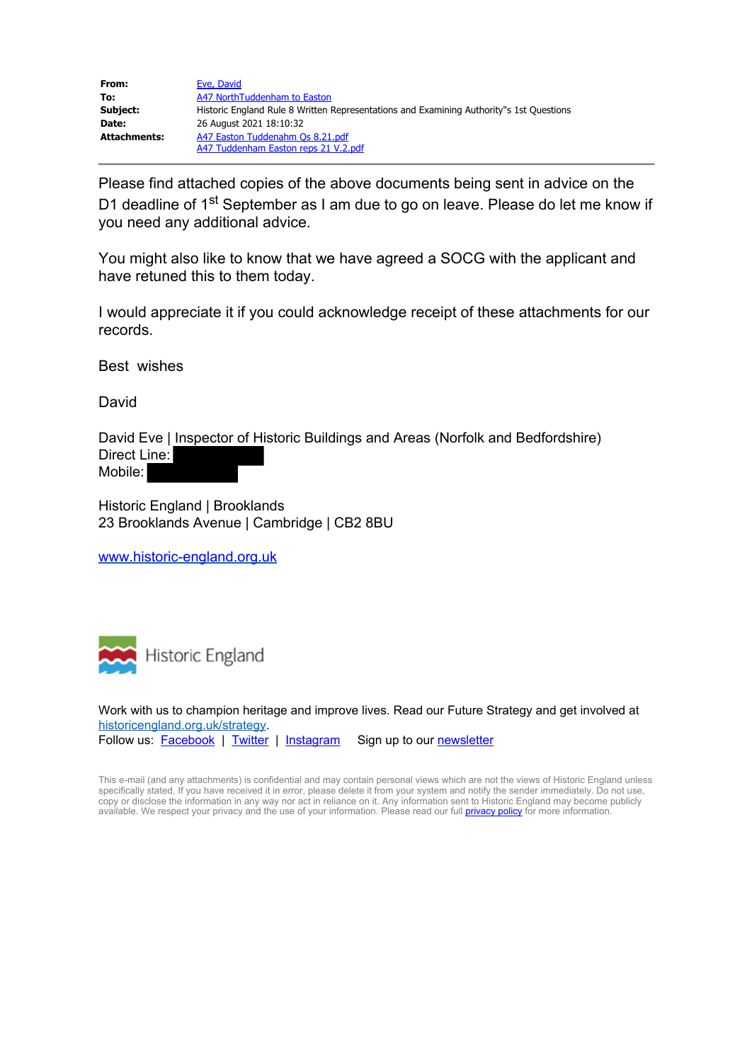| | |
|---|---|
| **From:** | Eve, David |
| **To:** | A47 NorthTuddenham to Easton |
| **Subject:** | Historic England Rule 8 Written Representations and Examining Authority"s 1st Questions |
| **Date:** | 26 August 2021 18:10:32 |
| **Attachments:** | A47 Easton Tuddenahm Qs 8.21.pdf<br>A47 Tuddenham Easton reps 21 V.2.pdf |

---

Please find attached copies of the above documents being sent in advice on the D1 deadline of 1st September as I am due to go on leave. Please do let me know if you need any additional advice.

You might also like to know that we have agreed a SOCG with the applicant and have retuned this to them today.

I would appreciate it if you could acknowledge receipt of these attachments for our records.

Best wishes

David

David Eve | Inspector of Historic Buildings and Areas (Norfolk and Bedfordshire)
Direct Line:
Mobile:

Historic England | Brooklands
23 Brooklands Avenue | Cambridge | CB2 8BU

www.historic-england.org.uk

Historic England

Work with us to champion heritage and improve lives. Read our Future Strategy and get involved at historicengland.org.uk/strategy.
Follow us: Facebook | Twitter | Instagram     Sign up to our newsletter

This e-mail (and any attachments) is confidential and may contain personal views which are not the views of Historic England unless specifically stated. If you have received it in error, please delete it from your system and notify the sender immediately. Do not use, copy or disclose the information in any way nor act in reliance on it. Any information sent to Historic England may become publicly available. We respect your privacy and the use of your information. Please read our full privacy policy for more information.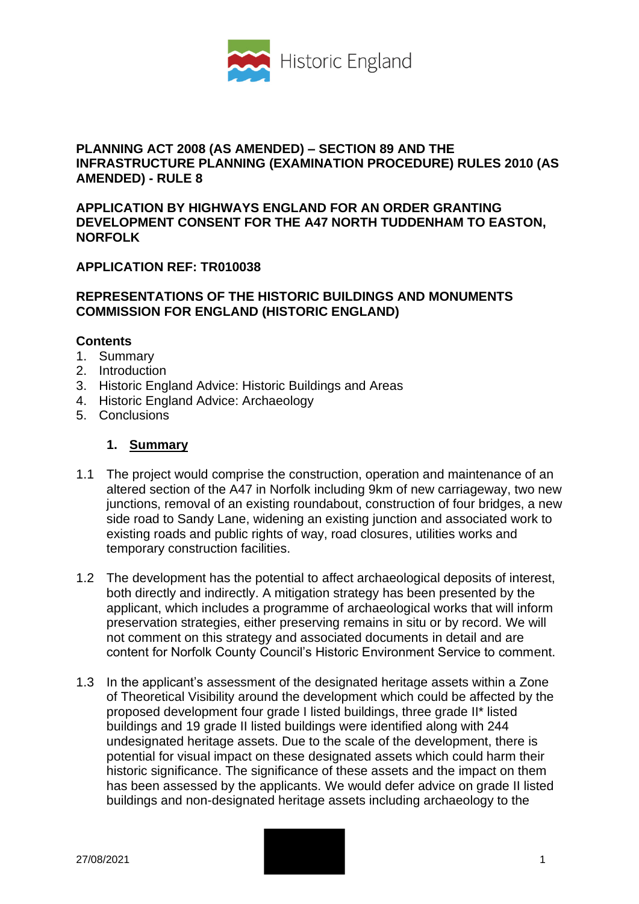**PLANNING ACT 2008 (AS AMENDED) – SECTION 89 AND THE INFRASTRUCTURE PLANNING (EXAMINATION PROCEDURE) RULES 2010 (AS AMENDED) - RULE 8**

**APPLICATION BY HIGHWAYS ENGLAND FOR AN ORDER GRANTING DEVELOPMENT CONSENT FOR THE A47 NORTH TUDDENHAM TO EASTON, NORFOLK**

**APPLICATION REF: TR010038**

**REPRESENTATIONS OF THE HISTORIC BUILDINGS AND MONUMENTS COMMISSION FOR ENGLAND (HISTORIC ENGLAND)**

**Contents**

1. Summary
2. Introduction
3. Historic England Advice: Historic Buildings and Areas
4. Historic England Advice: Archaeology
5. Conclusions

## 1. Summary

1.1 The project would comprise the construction, operation and maintenance of an altered section of the A47 in Norfolk including 9km of new carriageway, two new junctions, removal of an existing roundabout, construction of four bridges, a new side road to Sandy Lane, widening an existing junction and associated work to existing roads and public rights of way, road closures, utilities works and temporary construction facilities.

1.2 The development has the potential to affect archaeological deposits of interest, both directly and indirectly. A mitigation strategy has been presented by the applicant, which includes a programme of archaeological works that will inform preservation strategies, either preserving remains in situ or by record. We will not comment on this strategy and associated documents in detail and are content for Norfolk County Council's Historic Environment Service to comment.

1.3 In the applicant's assessment of the designated heritage assets within a Zone of Theoretical Visibility around the development which could be affected by the proposed development four grade I listed buildings, three grade II* listed buildings and 19 grade II listed buildings were identified along with 244 undesignated heritage assets. Due to the scale of the development, there is potential for visual impact on these designated assets which could harm their historic significance. The significance of these assets and the impact on them has been assessed by the applicants. We would defer advice on grade II listed buildings and non-designated heritage assets including archaeology to the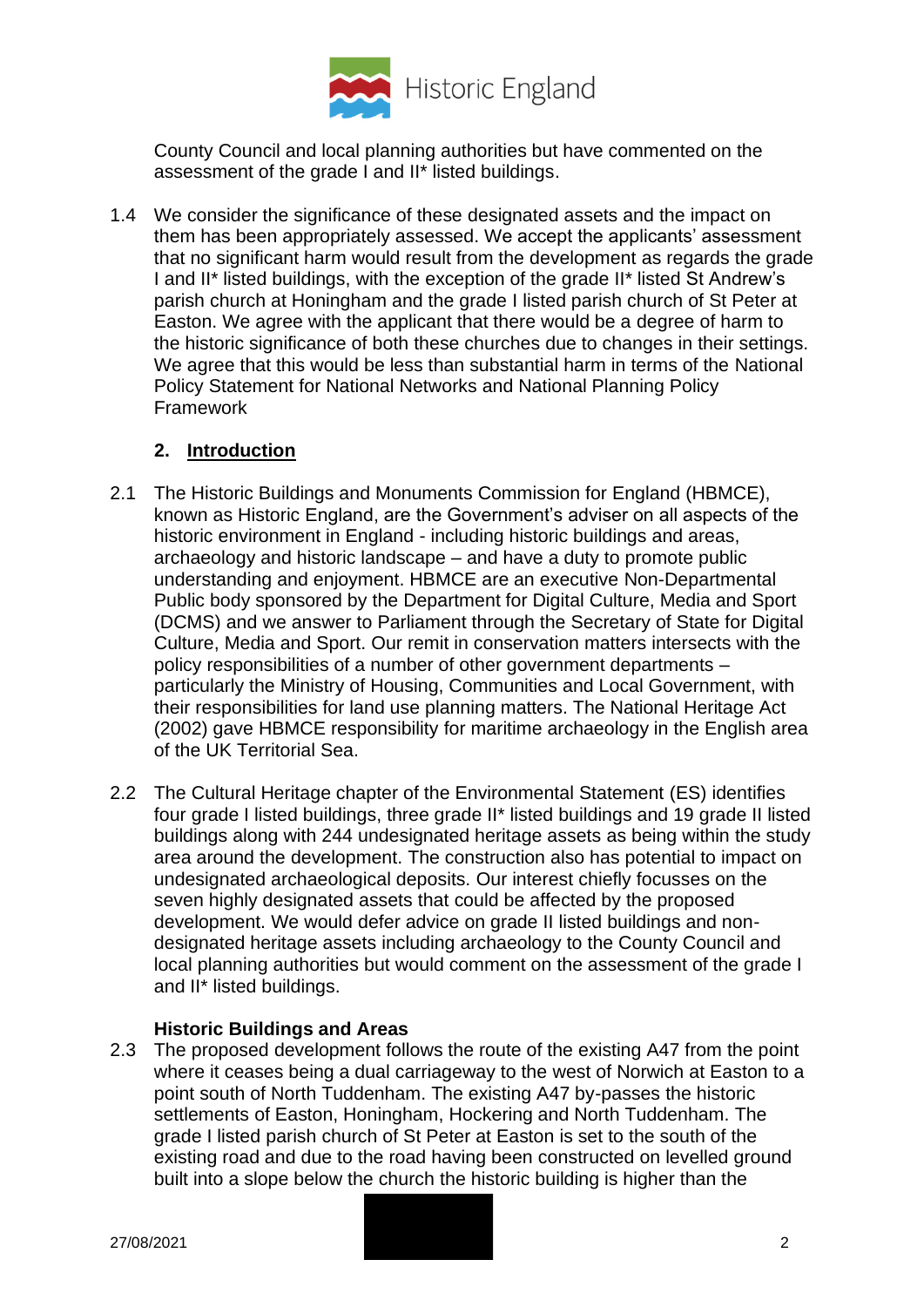County Council and local planning authorities but have commented on the assessment of the grade I and II* listed buildings.

1.4 We consider the significance of these designated assets and the impact on them has been appropriately assessed. We accept the applicants' assessment that no significant harm would result from the development as regards the grade I and II* listed buildings, with the exception of the grade II* listed St Andrew's parish church at Honingham and the grade I listed parish church of St Peter at Easton. We agree with the applicant that there would be a degree of harm to the historic significance of both these churches due to changes in their settings. We agree that this would be less than substantial harm in terms of the National Policy Statement for National Networks and National Planning Policy Framework

## 2. Introduction

2.1 The Historic Buildings and Monuments Commission for England (HBMCE), known as Historic England, are the Government's adviser on all aspects of the historic environment in England - including historic buildings and areas, archaeology and historic landscape – and have a duty to promote public understanding and enjoyment. HBMCE are an executive Non-Departmental Public body sponsored by the Department for Digital Culture, Media and Sport (DCMS) and we answer to Parliament through the Secretary of State for Digital Culture, Media and Sport. Our remit in conservation matters intersects with the policy responsibilities of a number of other government departments – particularly the Ministry of Housing, Communities and Local Government, with their responsibilities for land use planning matters. The National Heritage Act (2002) gave HBMCE responsibility for maritime archaeology in the English area of the UK Territorial Sea.

2.2 The Cultural Heritage chapter of the Environmental Statement (ES) identifies four grade I listed buildings, three grade II* listed buildings and 19 grade II listed buildings along with 244 undesignated heritage assets as being within the study area around the development. The construction also has potential to impact on undesignated archaeological deposits. Our interest chiefly focusses on the seven highly designated assets that could be affected by the proposed development. We would defer advice on grade II listed buildings and non-designated heritage assets including archaeology to the County Council and local planning authorities but would comment on the assessment of the grade I and II* listed buildings.

### Historic Buildings and Areas

2.3 The proposed development follows the route of the existing A47 from the point where it ceases being a dual carriageway to the west of Norwich at Easton to a point south of North Tuddenham. The existing A47 by-passes the historic settlements of Easton, Honingham, Hockering and North Tuddenham. The grade I listed parish church of St Peter at Easton is set to the south of the existing road and due to the road having been constructed on levelled ground built into a slope below the church the historic building is higher than the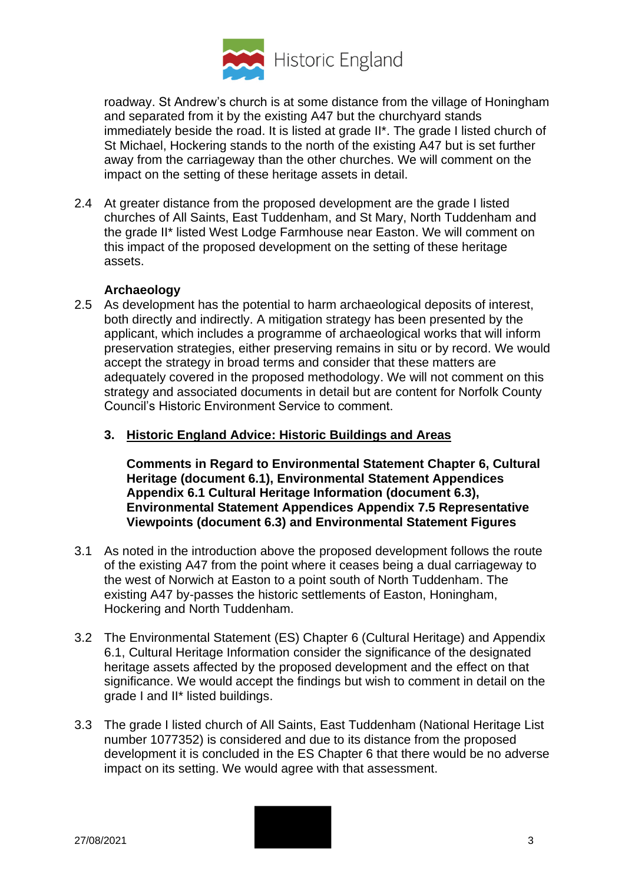roadway. St Andrew's church is at some distance from the village of Honingham and separated from it by the existing A47 but the churchyard stands immediately beside the road. It is listed at grade II*. The grade I listed church of St Michael, Hockering stands to the north of the existing A47 but is set further away from the carriageway than the other churches. We will comment on the impact on the setting of these heritage assets in detail.

2.4 At greater distance from the proposed development are the grade I listed churches of All Saints, East Tuddenham, and St Mary, North Tuddenham and the grade II* listed West Lodge Farmhouse near Easton. We will comment on this impact of the proposed development on the setting of these heritage assets.

**Archaeology**

2.5 As development has the potential to harm archaeological deposits of interest, both directly and indirectly. A mitigation strategy has been presented by the applicant, which includes a programme of archaeological works that will inform preservation strategies, either preserving remains in situ or by record. We would accept the strategy in broad terms and consider that these matters are adequately covered in the proposed methodology. We will not comment on this strategy and associated documents in detail but are content for Norfolk County Council's Historic Environment Service to comment.

## 3. Historic England Advice: Historic Buildings and Areas

**Comments in Regard to Environmental Statement Chapter 6, Cultural Heritage (document 6.1), Environmental Statement Appendices Appendix 6.1 Cultural Heritage Information (document 6.3), Environmental Statement Appendices Appendix 7.5 Representative Viewpoints (document 6.3) and Environmental Statement Figures**

3.1 As noted in the introduction above the proposed development follows the route of the existing A47 from the point where it ceases being a dual carriageway to the west of Norwich at Easton to a point south of North Tuddenham. The existing A47 by-passes the historic settlements of Easton, Honingham, Hockering and North Tuddenham.

3.2 The Environmental Statement (ES) Chapter 6 (Cultural Heritage) and Appendix 6.1, Cultural Heritage Information consider the significance of the designated heritage assets affected by the proposed development and the effect on that significance. We would accept the findings but wish to comment in detail on the grade I and II* listed buildings.

3.3 The grade I listed church of All Saints, East Tuddenham (National Heritage List number 1077352) is considered and due to its distance from the proposed development it is concluded in the ES Chapter 6 that there would be no adverse impact on its setting. We would agree with that assessment.

27/08/2021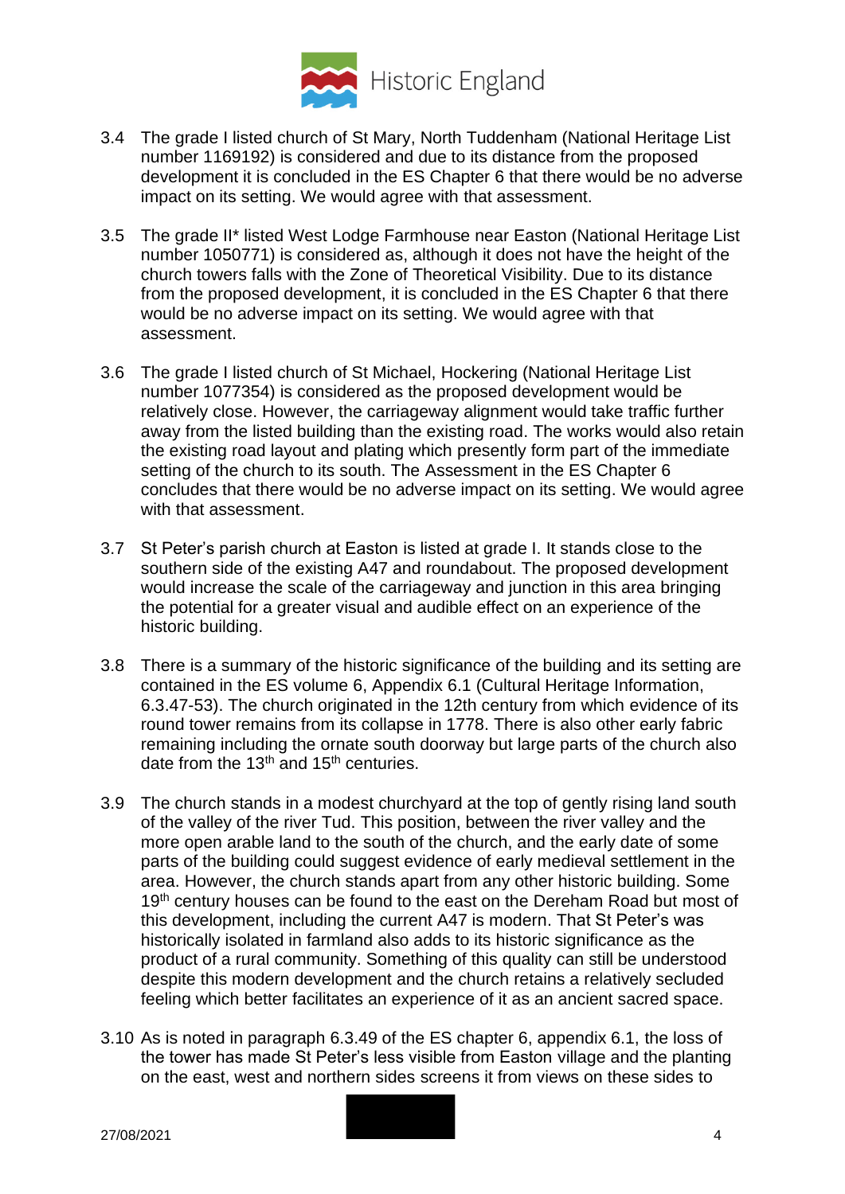3.4 The grade I listed church of St Mary, North Tuddenham (National Heritage List number 1169192) is considered and due to its distance from the proposed development it is concluded in the ES Chapter 6 that there would be no adverse impact on its setting. We would agree with that assessment.

3.5 The grade II* listed West Lodge Farmhouse near Easton (National Heritage List number 1050771) is considered as, although it does not have the height of the church towers falls with the Zone of Theoretical Visibility. Due to its distance from the proposed development, it is concluded in the ES Chapter 6 that there would be no adverse impact on its setting. We would agree with that assessment.

3.6 The grade I listed church of St Michael, Hockering (National Heritage List number 1077354) is considered as the proposed development would be relatively close. However, the carriageway alignment would take traffic further away from the listed building than the existing road. The works would also retain the existing road layout and plating which presently form part of the immediate setting of the church to its south. The Assessment in the ES Chapter 6 concludes that there would be no adverse impact on its setting. We would agree with that assessment.

3.7 St Peter's parish church at Easton is listed at grade I. It stands close to the southern side of the existing A47 and roundabout. The proposed development would increase the scale of the carriageway and junction in this area bringing the potential for a greater visual and audible effect on an experience of the historic building.

3.8 There is a summary of the historic significance of the building and its setting are contained in the ES volume 6, Appendix 6.1 (Cultural Heritage Information, 6.3.47-53). The church originated in the 12th century from which evidence of its round tower remains from its collapse in 1778. There is also other early fabric remaining including the ornate south doorway but large parts of the church also date from the 13th and 15th centuries.

3.9 The church stands in a modest churchyard at the top of gently rising land south of the valley of the river Tud. This position, between the river valley and the more open arable land to the south of the church, and the early date of some parts of the building could suggest evidence of early medieval settlement in the area. However, the church stands apart from any other historic building. Some 19th century houses can be found to the east on the Dereham Road but most of this development, including the current A47 is modern. That St Peter's was historically isolated in farmland also adds to its historic significance as the product of a rural community. Something of this quality can still be understood despite this modern development and the church retains a relatively secluded feeling which better facilitates an experience of it as an ancient sacred space.

3.10 As is noted in paragraph 6.3.49 of the ES chapter 6, appendix 6.1, the loss of the tower has made St Peter's less visible from Easton village and the planting on the east, west and northern sides screens it from views on these sides to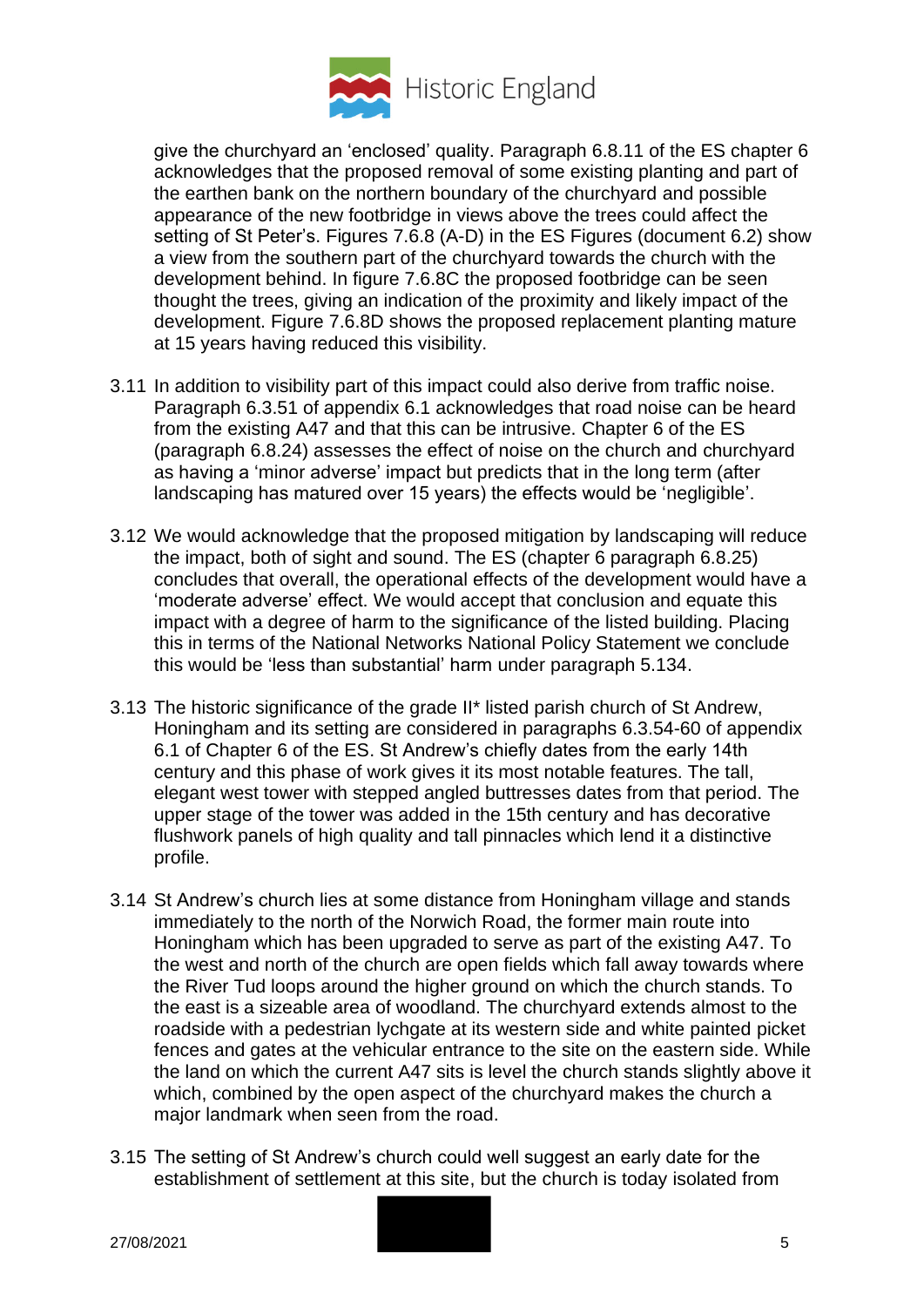give the churchyard an 'enclosed' quality. Paragraph 6.8.11 of the ES chapter 6 acknowledges that the proposed removal of some existing planting and part of the earthen bank on the northern boundary of the churchyard and possible appearance of the new footbridge in views above the trees could affect the setting of St Peter's. Figures 7.6.8 (A-D) in the ES Figures (document 6.2) show a view from the southern part of the churchyard towards the church with the development behind. In figure 7.6.8C the proposed footbridge can be seen thought the trees, giving an indication of the proximity and likely impact of the development. Figure 7.6.8D shows the proposed replacement planting mature at 15 years having reduced this visibility.

3.11 In addition to visibility part of this impact could also derive from traffic noise. Paragraph 6.3.51 of appendix 6.1 acknowledges that road noise can be heard from the existing A47 and that this can be intrusive. Chapter 6 of the ES (paragraph 6.8.24) assesses the effect of noise on the church and churchyard as having a 'minor adverse' impact but predicts that in the long term (after landscaping has matured over 15 years) the effects would be 'negligible'.

3.12 We would acknowledge that the proposed mitigation by landscaping will reduce the impact, both of sight and sound. The ES (chapter 6 paragraph 6.8.25) concludes that overall, the operational effects of the development would have a 'moderate adverse' effect. We would accept that conclusion and equate this impact with a degree of harm to the significance of the listed building. Placing this in terms of the National Networks National Policy Statement we conclude this would be 'less than substantial' harm under paragraph 5.134.

3.13 The historic significance of the grade II* listed parish church of St Andrew, Honingham and its setting are considered in paragraphs 6.3.54-60 of appendix 6.1 of Chapter 6 of the ES. St Andrew's chiefly dates from the early 14th century and this phase of work gives it its most notable features. The tall, elegant west tower with stepped angled buttresses dates from that period. The upper stage of the tower was added in the 15th century and has decorative flushwork panels of high quality and tall pinnacles which lend it a distinctive profile.

3.14 St Andrew's church lies at some distance from Honingham village and stands immediately to the north of the Norwich Road, the former main route into Honingham which has been upgraded to serve as part of the existing A47. To the west and north of the church are open fields which fall away towards where the River Tud loops around the higher ground on which the church stands. To the east is a sizeable area of woodland. The churchyard extends almost to the roadside with a pedestrian lychgate at its western side and white painted picket fences and gates at the vehicular entrance to the site on the eastern side. While the land on which the current A47 sits is level the church stands slightly above it which, combined by the open aspect of the churchyard makes the church a major landmark when seen from the road.

3.15 The setting of St Andrew's church could well suggest an early date for the establishment of settlement at this site, but the church is today isolated from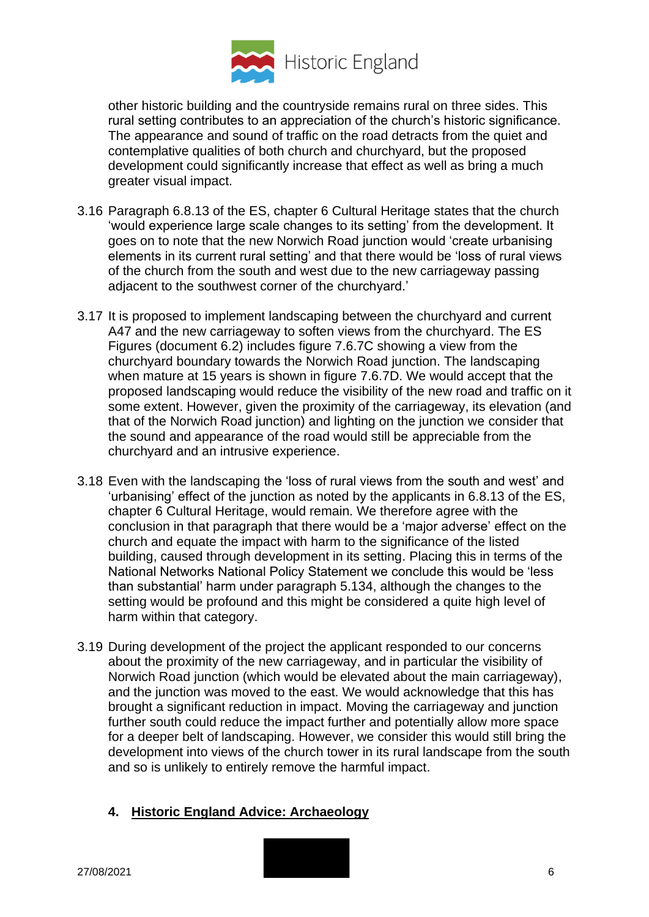other historic building and the countryside remains rural on three sides. This rural setting contributes to an appreciation of the church's historic significance. The appearance and sound of traffic on the road detracts from the quiet and contemplative qualities of both church and churchyard, but the proposed development could significantly increase that effect as well as bring a much greater visual impact.

3.16 Paragraph 6.8.13 of the ES, chapter 6 Cultural Heritage states that the church 'would experience large scale changes to its setting' from the development. It goes on to note that the new Norwich Road junction would 'create urbanising elements in its current rural setting' and that there would be 'loss of rural views of the church from the south and west due to the new carriageway passing adjacent to the southwest corner of the churchyard.'

3.17 It is proposed to implement landscaping between the churchyard and current A47 and the new carriageway to soften views from the churchyard. The ES Figures (document 6.2) includes figure 7.6.7C showing a view from the churchyard boundary towards the Norwich Road junction. The landscaping when mature at 15 years is shown in figure 7.6.7D. We would accept that the proposed landscaping would reduce the visibility of the new road and traffic on it some extent. However, given the proximity of the carriageway, its elevation (and that of the Norwich Road junction) and lighting on the junction we consider that the sound and appearance of the road would still be appreciable from the churchyard and an intrusive experience.

3.18 Even with the landscaping the 'loss of rural views from the south and west' and 'urbanising' effect of the junction as noted by the applicants in 6.8.13 of the ES, chapter 6 Cultural Heritage, would remain. We therefore agree with the conclusion in that paragraph that there would be a 'major adverse' effect on the church and equate the impact with harm to the significance of the listed building, caused through development in its setting. Placing this in terms of the National Networks National Policy Statement we conclude this would be 'less than substantial' harm under paragraph 5.134, although the changes to the setting would be profound and this might be considered a quite high level of harm within that category.

3.19 During development of the project the applicant responded to our concerns about the proximity of the new carriageway, and in particular the visibility of Norwich Road junction (which would be elevated about the main carriageway), and the junction was moved to the east. We would acknowledge that this has brought a significant reduction in impact. Moving the carriageway and junction further south could reduce the impact further and potentially allow more space for a deeper belt of landscaping. However, we consider this would still bring the development into views of the church tower in its rural landscape from the south and so is unlikely to entirely remove the harmful impact.

## 4. Historic England Advice: Archaeology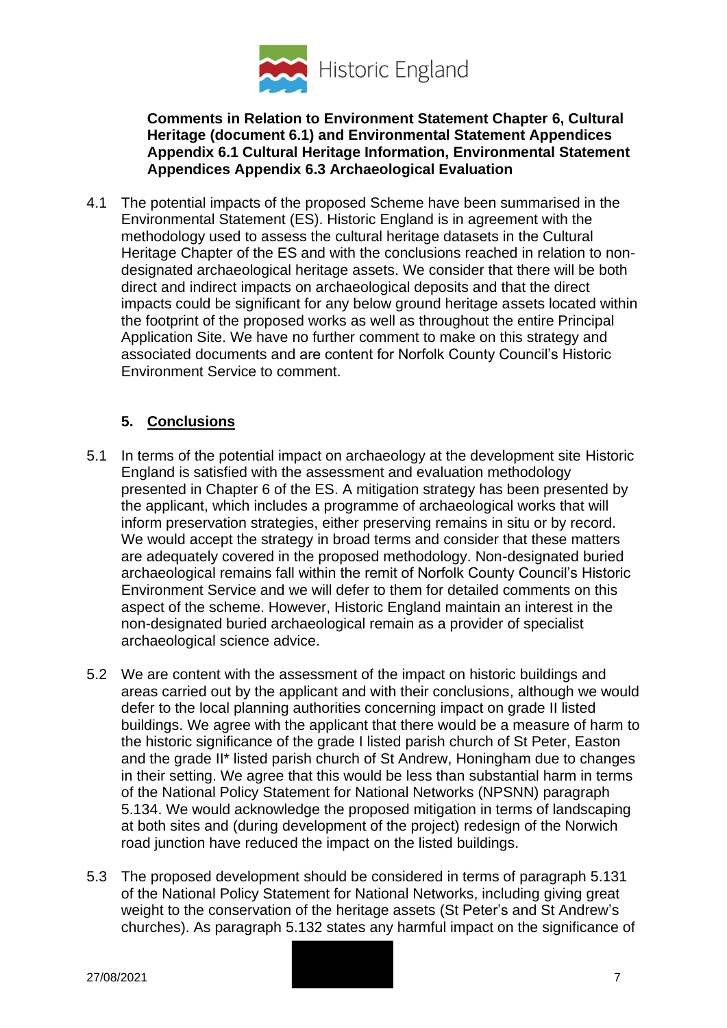**Comments in Relation to Environment Statement Chapter 6, Cultural Heritage (document 6.1) and Environmental Statement Appendices Appendix 6.1 Cultural Heritage Information, Environmental Statement Appendices Appendix 6.3 Archaeological Evaluation**

4.1 The potential impacts of the proposed Scheme have been summarised in the Environmental Statement (ES). Historic England is in agreement with the methodology used to assess the cultural heritage datasets in the Cultural Heritage Chapter of the ES and with the conclusions reached in relation to non-designated archaeological heritage assets. We consider that there will be both direct and indirect impacts on archaeological deposits and that the direct impacts could be significant for any below ground heritage assets located within the footprint of the proposed works as well as throughout the entire Principal Application Site. We have no further comment to make on this strategy and associated documents and are content for Norfolk County Council's Historic Environment Service to comment.

## 5. Conclusions

5.1 In terms of the potential impact on archaeology at the development site Historic England is satisfied with the assessment and evaluation methodology presented in Chapter 6 of the ES. A mitigation strategy has been presented by the applicant, which includes a programme of archaeological works that will inform preservation strategies, either preserving remains in situ or by record. We would accept the strategy in broad terms and consider that these matters are adequately covered in the proposed methodology. Non-designated buried archaeological remains fall within the remit of Norfolk County Council's Historic Environment Service and we will defer to them for detailed comments on this aspect of the scheme. However, Historic England maintain an interest in the non-designated buried archaeological remain as a provider of specialist archaeological science advice.

5.2 We are content with the assessment of the impact on historic buildings and areas carried out by the applicant and with their conclusions, although we would defer to the local planning authorities concerning impact on grade II listed buildings. We agree with the applicant that there would be a measure of harm to the historic significance of the grade I listed parish church of St Peter, Easton and the grade II* listed parish church of St Andrew, Honingham due to changes in their setting. We agree that this would be less than substantial harm in terms of the National Policy Statement for National Networks (NPSNN) paragraph 5.134. We would acknowledge the proposed mitigation in terms of landscaping at both sites and (during development of the project) redesign of the Norwich road junction have reduced the impact on the listed buildings.

5.3 The proposed development should be considered in terms of paragraph 5.131 of the National Policy Statement for National Networks, including giving great weight to the conservation of the heritage assets (St Peter's and St Andrew's churches). As paragraph 5.132 states any harmful impact on the significance of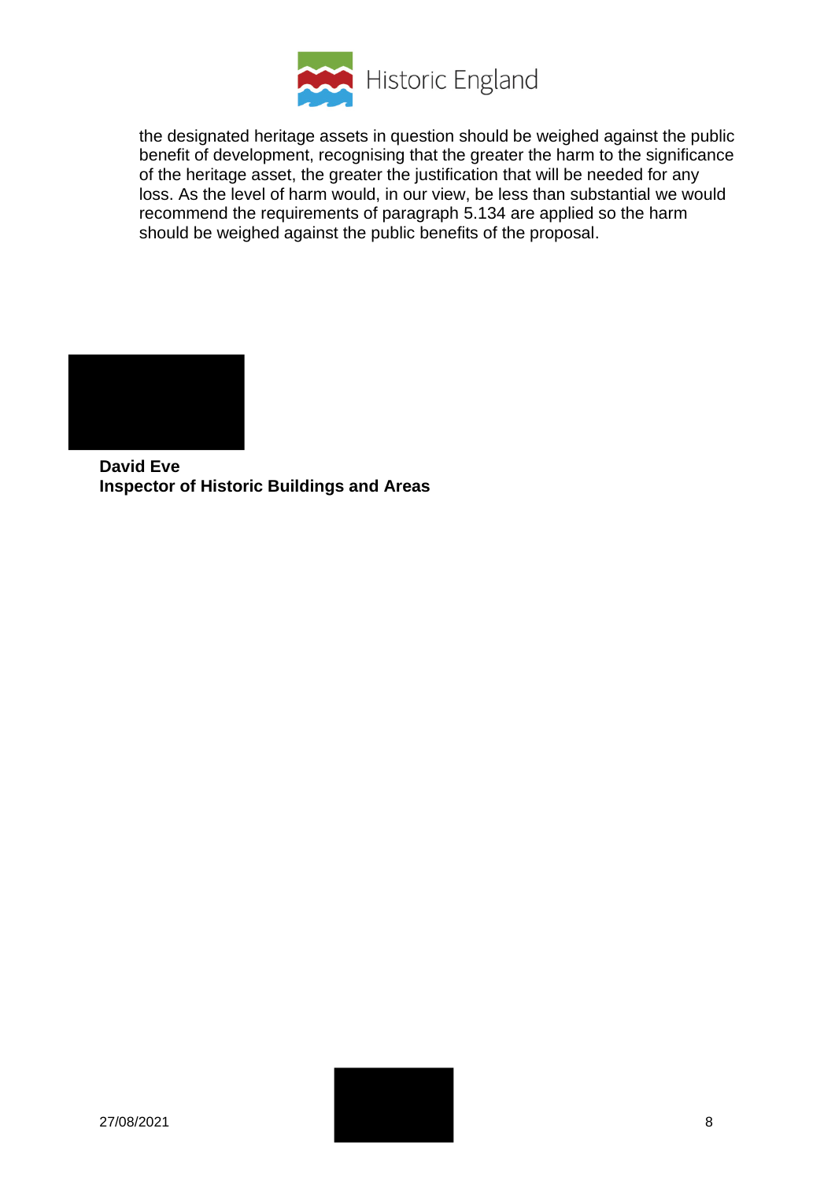the designated heritage assets in question should be weighed against the public benefit of development, recognising that the greater the harm to the significance of the heritage asset, the greater the justification that will be needed for any loss. As the level of harm would, in our view, be less than substantial we would recommend the requirements of paragraph 5.134 are applied so the harm should be weighed against the public benefits of the proposal.

**David Eve**
**Inspector of Historic Buildings and Areas**